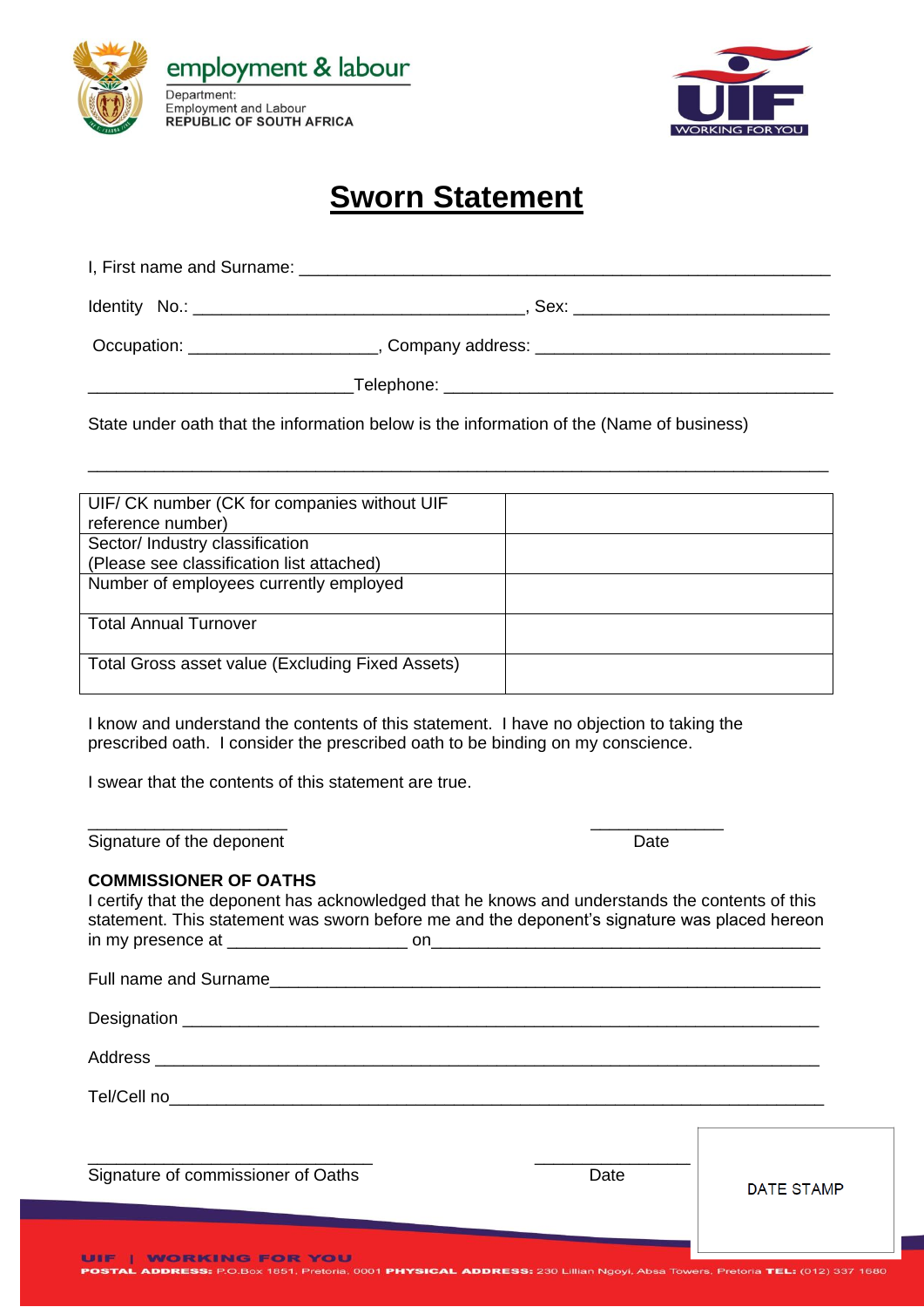employment & labour

Department:
Employment and Labour
**REPUBLIC OF SOUTH AFRICA**

UIF
WORKING FOR YOU

# Sworn Statement

I, First name and Surname: ___________________________________________________________

Identity No.: ___________________________________, Sex: ___________________________

Occupation: ____________________, Company address: _______________________________

____________________________Telephone: __________________________________________

State under oath that the information below is the information of the (Name of business)

_______________________________________________________________________________

| UIF/ CK number (CK for companies without UIF reference number) | |
|---|---|
| Sector/ Industry classification (Please see classification list attached) | |
| Number of employees currently employed | |
| Total Annual Turnover | |
| Total Gross asset value (Excluding Fixed Assets) | |

I know and understand the contents of this statement. I have no objection to taking the prescribed oath. I consider the prescribed oath to be binding on my conscience.

I swear that the contents of this statement are true.

_____________________ ______________
Signature of the deponent Date

**COMMISSIONER OF OATHS**

I certify that the deponent has acknowledged that he knows and understands the contents of this statement. This statement was sworn before me and the deponent's signature was placed hereon in my presence at ___________________ on_________________________________________

Full name and Surname____________________________________________________________

Designation _____________________________________________________________________

Address ________________________________________________________________________

Tel/Cell no_______________________________________________________________________

______________________________ ________________
Signature of commissioner of Oaths Date

DATE STAMP

UIF | WORKING FOR YOU

**POSTAL ADDRESS:** P.O.Box 1851, Pretoria, 0001 **PHYSICAL ADDRESS:** 230 Lillian Ngoyi, Absa Towers, Pretoria **TEL:** (012) 337 1680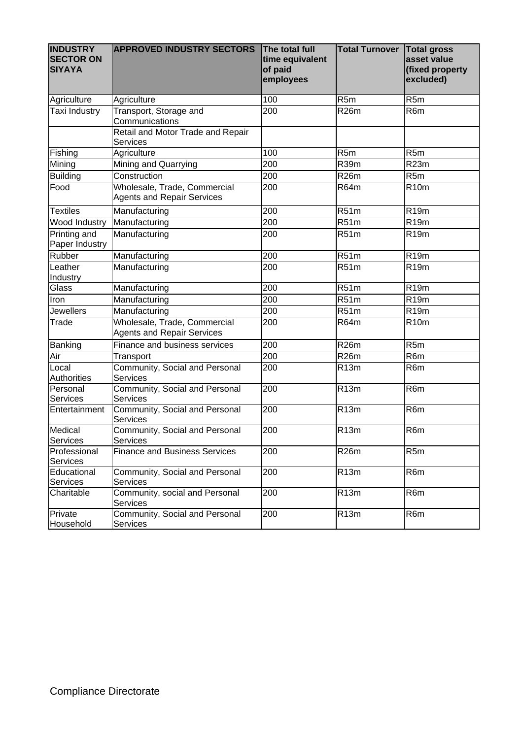| INDUSTRY SECTOR ON SIYAYA | APPROVED INDUSTRY SECTORS | The total full time equivalent of paid employees | Total Turnover | Total gross asset value (fixed property excluded) |
|---|---|---|---|---|
| Agriculture | Agriculture | 100 | R5m | R5m |
| Taxi Industry | Transport, Storage and Communications | 200 | R26m | R6m |
| | Retail and Motor Trade and Repair Services | | | |
| Fishing | Agriculture | 100 | R5m | R5m |
| Mining | Mining and Quarrying | 200 | R39m | R23m |
| Building | Construction | 200 | R26m | R5m |
| Food | Wholesale, Trade, Commercial Agents and Repair Services | 200 | R64m | R10m |
| Textiles | Manufacturing | 200 | R51m | R19m |
| Wood Industry | Manufacturing | 200 | R51m | R19m |
| Printing and Paper Industry | Manufacturing | 200 | R51m | R19m |
| Rubber | Manufacturing | 200 | R51m | R19m |
| Leather Industry | Manufacturing | 200 | R51m | R19m |
| Glass | Manufacturing | 200 | R51m | R19m |
| Iron | Manufacturing | 200 | R51m | R19m |
| Jewellers | Manufacturing | 200 | R51m | R19m |
| Trade | Wholesale, Trade, Commercial Agents and Repair Services | 200 | R64m | R10m |
| Banking | Finance and business services | 200 | R26m | R5m |
| Air | Transport | 200 | R26m | R6m |
| Local Authorities | Community, Social and Personal Services | 200 | R13m | R6m |
| Personal Services | Community, Social and Personal Services | 200 | R13m | R6m |
| Entertainment | Community, Social and Personal Services | 200 | R13m | R6m |
| Medical Services | Community, Social and Personal Services | 200 | R13m | R6m |
| Professional Services | Finance and Business Services | 200 | R26m | R5m |
| Educational Services | Community, Social and Personal Services | 200 | R13m | R6m |
| Charitable | Community, social and Personal Services | 200 | R13m | R6m |
| Private Household | Community, Social and Personal Services | 200 | R13m | R6m |

Compliance Directorate